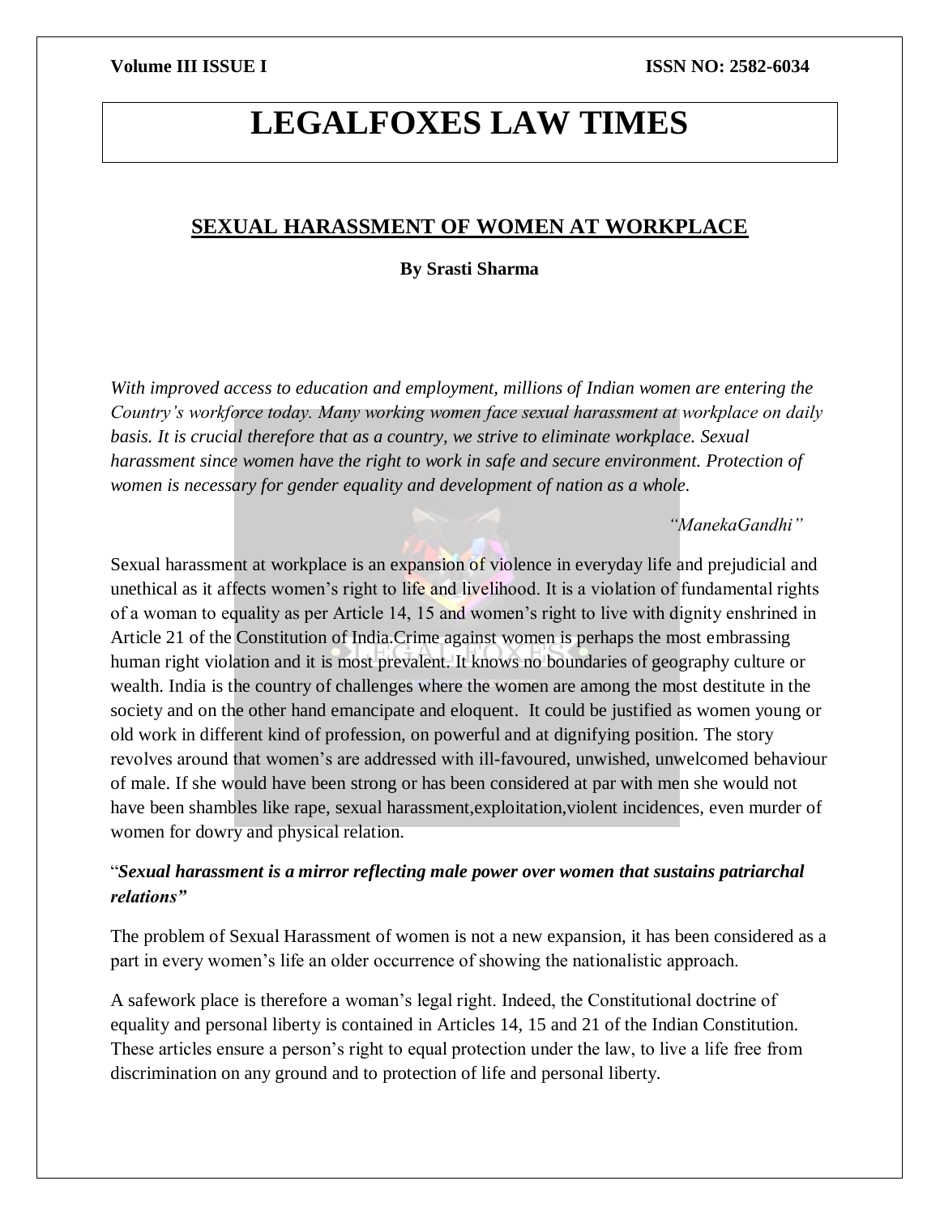# LEGALFOXES LAW TIMES

## SEXUAL HARASSMENT OF WOMEN AT WORKPLACE

**By Srasti Sharma**

*With improved access to education and employment, millions of Indian women are entering the Country's workforce today. Many working women face sexual harassment at workplace on daily basis. It is crucial therefore that as a country, we strive to eliminate workplace. Sexual harassment since women have the right to work in safe and secure environment. Protection of women is necessary for gender equality and development of nation as a whole.*

*"ManekaGandhi"*

Sexual harassment at workplace is an expansion of violence in everyday life and prejudicial and unethical as it affects women's right to life and livelihood. It is a violation of fundamental rights of a woman to equality as per Article 14, 15 and women's right to live with dignity enshrined in Article 21 of the Constitution of India.Crime against women is perhaps the most embrassing human right violation and it is most prevalent. It knows no boundaries of geography culture or wealth. India is the country of challenges where the women are among the most destitute in the society and on the other hand emancipate and eloquent. It could be justified as women young or old work in different kind of profession, on powerful and at dignifying position. The story revolves around that women's are addressed with ill-favoured, unwished, unwelcomed behaviour of male. If she would have been strong or has been considered at par with men she would not have been shambles like rape, sexual harassment,exploitation,violent incidences, even murder of women for dowry and physical relation.

"***Sexual harassment is a mirror reflecting male power over women that sustains patriarchal relations"***

The problem of Sexual Harassment of women is not a new expansion, it has been considered as a part in every women's life an older occurrence of showing the nationalistic approach.

A safework place is therefore a woman's legal right. Indeed, the Constitutional doctrine of equality and personal liberty is contained in Articles 14, 15 and 21 of the Indian Constitution. These articles ensure a person's right to equal protection under the law, to live a life free from discrimination on any ground and to protection of life and personal liberty.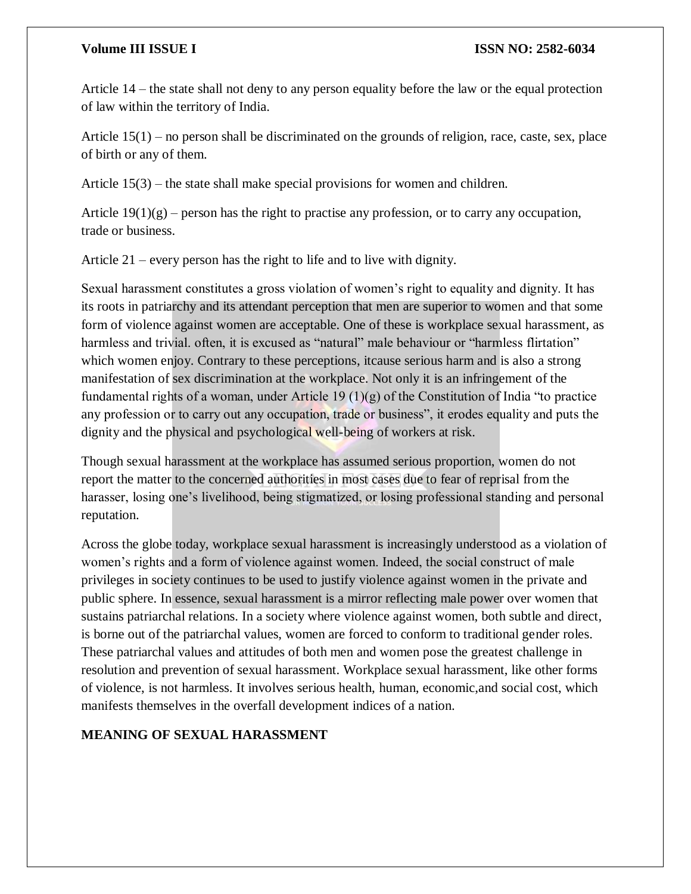Article 14 – the state shall not deny to any person equality before the law or the equal protection of law within the territory of India.

Article 15(1) – no person shall be discriminated on the grounds of religion, race, caste, sex, place of birth or any of them.

Article 15(3) – the state shall make special provisions for women and children.

Article 19(1)(g) – person has the right to practise any profession, or to carry any occupation, trade or business.

Article 21 – every person has the right to life and to live with dignity.

Sexual harassment constitutes a gross violation of women's right to equality and dignity. It has its roots in patriarchy and its attendant perception that men are superior to women and that some form of violence against women are acceptable. One of these is workplace sexual harassment, as harmless and trivial. often, it is excused as "natural" male behaviour or "harmless flirtation" which women enjoy. Contrary to these perceptions, itcause serious harm and is also a strong manifestation of sex discrimination at the workplace. Not only it is an infringement of the fundamental rights of a woman, under Article 19 (1)(g) of the Constitution of India "to practice any profession or to carry out any occupation, trade or business", it erodes equality and puts the dignity and the physical and psychological well-being of workers at risk.

Though sexual harassment at the workplace has assumed serious proportion, women do not report the matter to the concerned authorities in most cases due to fear of reprisal from the harasser, losing one's livelihood, being stigmatized, or losing professional standing and personal reputation.

Across the globe today, workplace sexual harassment is increasingly understood as a violation of women's rights and a form of violence against women. Indeed, the social construct of male privileges in society continues to be used to justify violence against women in the private and public sphere. In essence, sexual harassment is a mirror reflecting male power over women that sustains patriarchal relations. In a society where violence against women, both subtle and direct, is borne out of the patriarchal values, women are forced to conform to traditional gender roles. These patriarchal values and attitudes of both men and women pose the greatest challenge in resolution and prevention of sexual harassment. Workplace sexual harassment, like other forms of violence, is not harmless. It involves serious health, human, economic,and social cost, which manifests themselves in the overfall development indices of a nation.

## MEANING OF SEXUAL HARASSMENT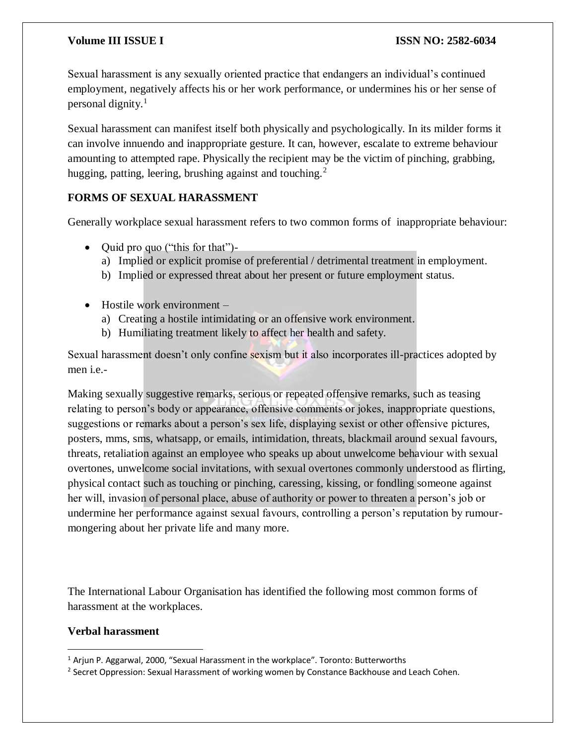Sexual harassment is any sexually oriented practice that endangers an individual's continued employment, negatively affects his or her work performance, or undermines his or her sense of personal dignity.[1]

Sexual harassment can manifest itself both physically and psychologically. In its milder forms it can involve innuendo and inappropriate gesture. It can, however, escalate to extreme behaviour amounting to attempted rape. Physically the recipient may be the victim of pinching, grabbing, hugging, patting, leering, brushing against and touching.[2]

## FORMS OF SEXUAL HARASSMENT

Generally workplace sexual harassment refers to two common forms of inappropriate behaviour:

- Quid pro quo ("this for that")-
  a) Implied or explicit promise of preferential / detrimental treatment in employment.
  b) Implied or expressed threat about her present or future employment status.

- Hostile work environment –
  a) Creating a hostile intimidating or an offensive work environment.
  b) Humiliating treatment likely to affect her health and safety.

Sexual harassment doesn't only confine sexism but it also incorporates ill-practices adopted by men i.e.-

Making sexually suggestive remarks, serious or repeated offensive remarks, such as teasing relating to person's body or appearance, offensive comments or jokes, inappropriate questions, suggestions or remarks about a person's sex life, displaying sexist or other offensive pictures, posters, mms, sms, whatsapp, or emails, intimidation, threats, blackmail around sexual favours, threats, retaliation against an employee who speaks up about unwelcome behaviour with sexual overtones, unwelcome social invitations, with sexual overtones commonly understood as flirting, physical contact such as touching or pinching, caressing, kissing, or fondling someone against her will, invasion of personal place, abuse of authority or power to threaten a person's job or undermine her performance against sexual favours, controlling a person's reputation by rumour-mongering about her private life and many more.

The International Labour Organisation has identified the following most common forms of harassment at the workplaces.

### Verbal harassment

---

[1] Arjun P. Aggarwal, 2000, "Sexual Harassment in the workplace". Toronto: Butterworths

[2] Secret Oppression: Sexual Harassment of working women by Constance Backhouse and Leach Cohen.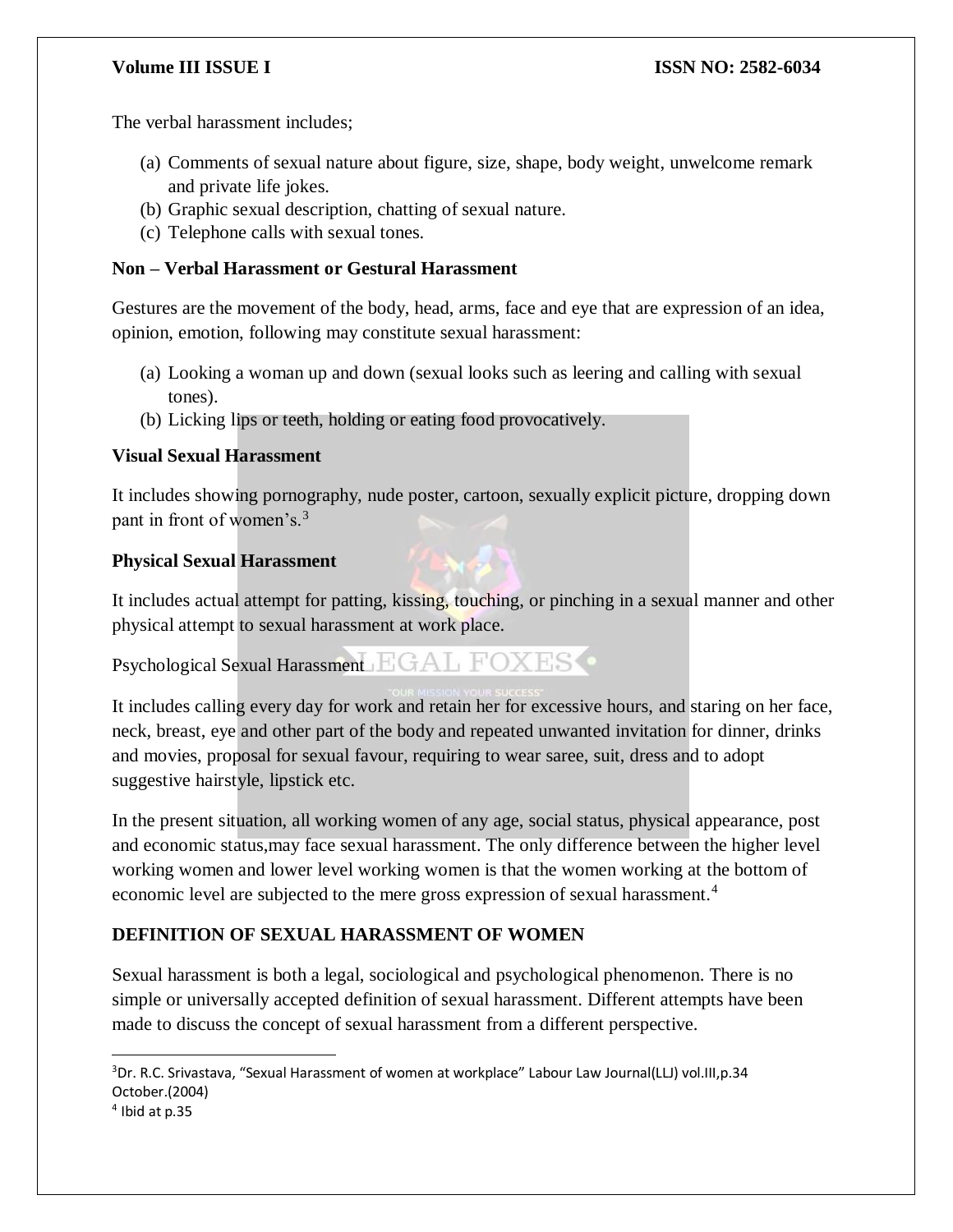The verbal harassment includes;

(a) Comments of sexual nature about figure, size, shape, body weight, unwelcome remark and private life jokes.
(b) Graphic sexual description, chatting of sexual nature.
(c) Telephone calls with sexual tones.

**Non – Verbal Harassment or Gestural Harassment**

Gestures are the movement of the body, head, arms, face and eye that are expression of an idea, opinion, emotion, following may constitute sexual harassment:

(a) Looking a woman up and down (sexual looks such as leering and calling with sexual tones).
(b) Licking lips or teeth, holding or eating food provocatively.

**Visual Sexual Harassment**

It includes showing pornography, nude poster, cartoon, sexually explicit picture, dropping down pant in front of women's.[3]

**Physical Sexual Harassment**

It includes actual attempt for patting, kissing, touching, or pinching in a sexual manner and other physical attempt to sexual harassment at work place.

Psychological Sexual Harassment

It includes calling every day for work and retain her for excessive hours, and staring on her face, neck, breast, eye and other part of the body and repeated unwanted invitation for dinner, drinks and movies, proposal for sexual favour, requiring to wear saree, suit, dress and to adopt suggestive hairstyle, lipstick etc.

In the present situation, all working women of any age, social status, physical appearance, post and economic status,may face sexual harassment. The only difference between the higher level working women and lower level working women is that the women working at the bottom of economic level are subjected to the mere gross expression of sexual harassment.[4]

**DEFINITION OF SEXUAL HARASSMENT OF WOMEN**

Sexual harassment is both a legal, sociological and psychological phenomenon. There is no simple or universally accepted definition of sexual harassment. Different attempts have been made to discuss the concept of sexual harassment from a different perspective.

---

[3] Dr. R.C. Srivastava, "Sexual Harassment of women at workplace" Labour Law Journal(LLJ) vol.III,p.34 October.(2004)

[4] Ibid at p.35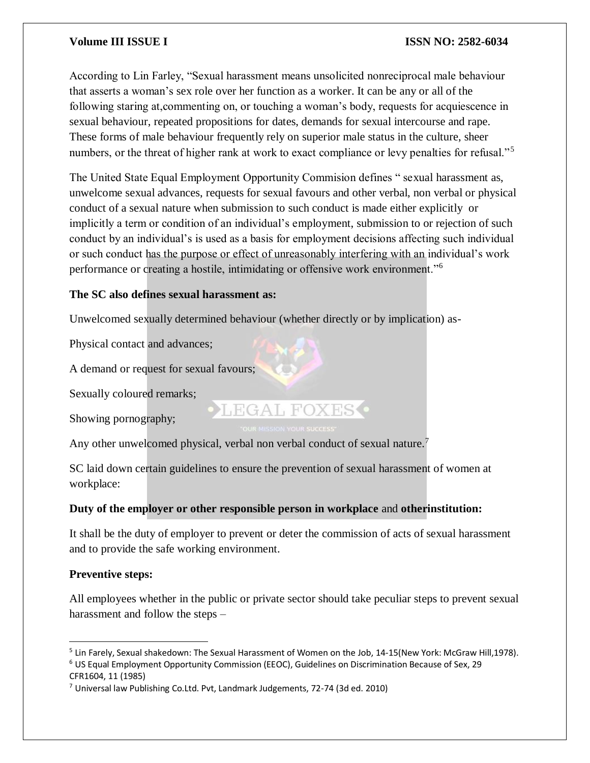According to Lin Farley, "Sexual harassment means unsolicited nonreciprocal male behaviour that asserts a woman's sex role over her function as a worker. It can be any or all of the following staring at,commenting on, or touching a woman's body, requests for acquiescence in sexual behaviour, repeated propositions for dates, demands for sexual intercourse and rape. These forms of male behaviour frequently rely on superior male status in the culture, sheer numbers, or the threat of higher rank at work to exact compliance or levy penalties for refusal."[5]

The United State Equal Employment Opportunity Commision defines " sexual harassment as, unwelcome sexual advances, requests for sexual favours and other verbal, non verbal or physical conduct of a sexual nature when submission to such conduct is made either explicitly or implicitly a term or condition of an individual's employment, submission to or rejection of such conduct by an individual's is used as a basis for employment decisions affecting such individual or such conduct has the purpose or effect of unreasonably interfering with an individual's work performance or creating a hostile, intimidating or offensive work environment."[6]

**The SC also defines sexual harassment as:**

Unwelcomed sexually determined behaviour (whether directly or by implication) as-

Physical contact and advances;

A demand or request for sexual favours;

Sexually coloured remarks;

Showing pornography;

Any other unwelcomed physical, verbal non verbal conduct of sexual nature.[7]

SC laid down certain guidelines to ensure the prevention of sexual harassment of women at workplace:

**Duty of the employer or other responsible person in workplace** and **otherinstitution:**

It shall be the duty of employer to prevent or deter the commission of acts of sexual harassment and to provide the safe working environment.

**Preventive steps:**

All employees whether in the public or private sector should take peculiar steps to prevent sexual harassment and follow the steps –

---

[5] Lin Farely, Sexual shakedown: The Sexual Harassment of Women on the Job, 14-15(New York: McGraw Hill,1978).

[6] US Equal Employment Opportunity Commission (EEOC), Guidelines on Discrimination Because of Sex, 29 CFR1604, 11 (1985)

[7] Universal law Publishing Co.Ltd. Pvt, Landmark Judgements, 72-74 (3d ed. 2010)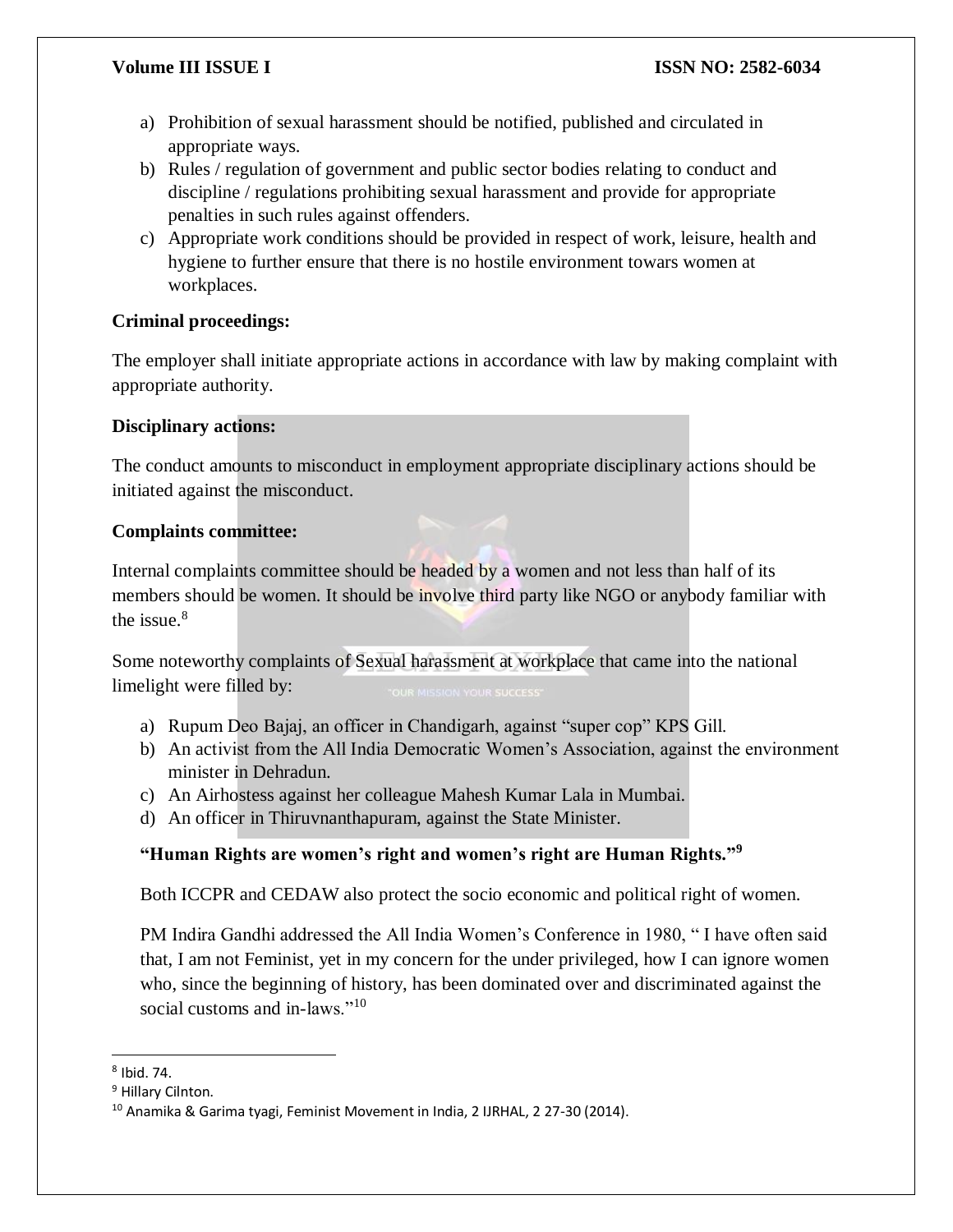a) Prohibition of sexual harassment should be notified, published and circulated in appropriate ways.
b) Rules / regulation of government and public sector bodies relating to conduct and discipline / regulations prohibiting sexual harassment and provide for appropriate penalties in such rules against offenders.
c) Appropriate work conditions should be provided in respect of work, leisure, health and hygiene to further ensure that there is no hostile environment towars women at workplaces.

**Criminal proceedings:**

The employer shall initiate appropriate actions in accordance with law by making complaint with appropriate authority.

**Disciplinary actions:**

The conduct amounts to misconduct in employment appropriate disciplinary actions should be initiated against the misconduct.

**Complaints committee:**

Internal complaints committee should be headed by a women and not less than half of its members should be women. It should be involve third party like NGO or anybody familiar with the issue.[8]

Some noteworthy complaints of Sexual harassment at workplace that came into the national limelight were filled by:

a) Rupum Deo Bajaj, an officer in Chandigarh, against "super cop" KPS Gill.
b) An activist from the All India Democratic Women's Association, against the environment minister in Dehradun.
c) An Airhostess against her colleague Mahesh Kumar Lala in Mumbai.
d) An officer in Thiruvnanthapuram, against the State Minister.

**"Human Rights are women's right and women's right are Human Rights."[9]**

Both ICCPR and CEDAW also protect the socio economic and political right of women.

PM Indira Gandhi addressed the All India Women's Conference in 1980, " I have often said that, I am not Feminist, yet in my concern for the under privileged, how I can ignore women who, since the beginning of history, has been dominated over and discriminated against the social customs and in-laws."[10]

---

[8] Ibid. 74.

[9] Hillary Cilnton.

[10] Anamika & Garima tyagi, Feminist Movement in India, 2 IJRHAL, 2 27-30 (2014).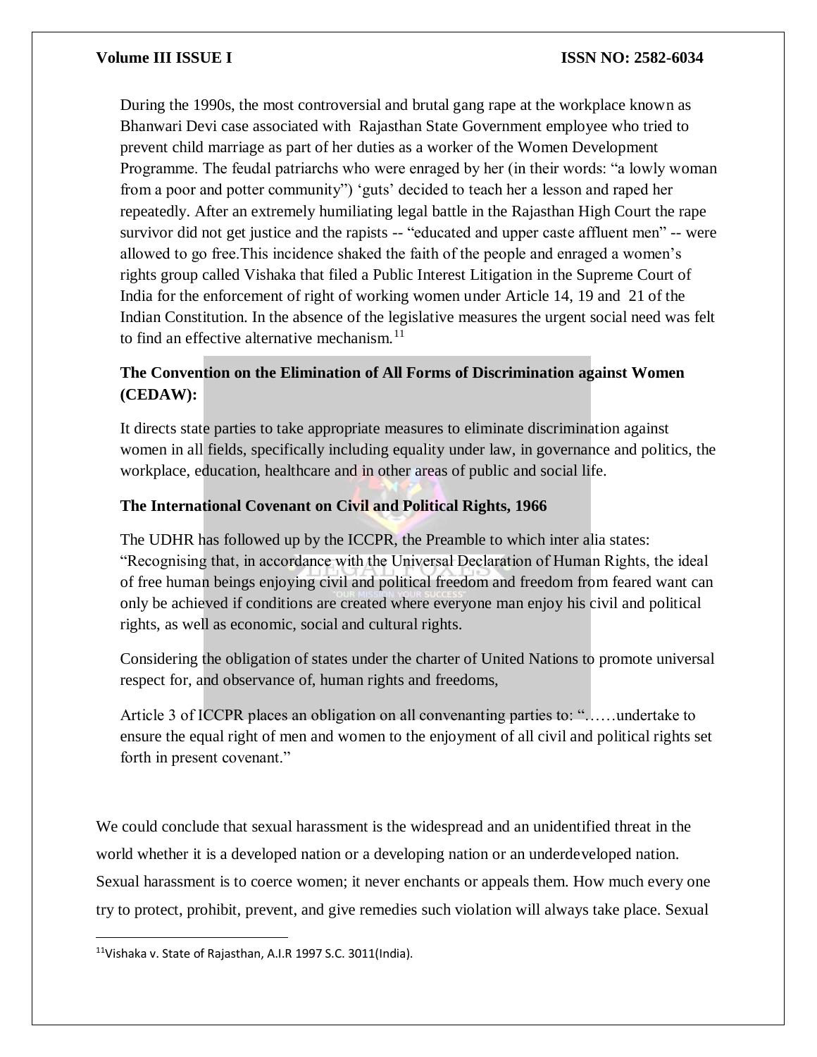During the 1990s, the most controversial and brutal gang rape at the workplace known as Bhanwari Devi case associated with Rajasthan State Government employee who tried to prevent child marriage as part of her duties as a worker of the Women Development Programme. The feudal patriarchs who were enraged by her (in their words: "a lowly woman from a poor and potter community") 'guts' decided to teach her a lesson and raped her repeatedly. After an extremely humiliating legal battle in the Rajasthan High Court the rape survivor did not get justice and the rapists -- "educated and upper caste affluent men" -- were allowed to go free.This incidence shaked the faith of the people and enraged a women's rights group called Vishaka that filed a Public Interest Litigation in the Supreme Court of India for the enforcement of right of working women under Article 14, 19 and 21 of the Indian Constitution. In the absence of the legislative measures the urgent social need was felt to find an effective alternative mechanism.[11]

**The Convention on the Elimination of All Forms of Discrimination against Women (CEDAW):**

It directs state parties to take appropriate measures to eliminate discrimination against women in all fields, specifically including equality under law, in governance and politics, the workplace, education, healthcare and in other areas of public and social life.

**The International Covenant on Civil and Political Rights, 1966**

The UDHR has followed up by the ICCPR, the Preamble to which inter alia states: "Recognising that, in accordance with the Universal Declaration of Human Rights, the ideal of free human beings enjoying civil and political freedom and freedom from feared want can only be achieved if conditions are created where everyone man enjoy his civil and political rights, as well as economic, social and cultural rights.

Considering the obligation of states under the charter of United Nations to promote universal respect for, and observance of, human rights and freedoms,

Article 3 of ICCPR places an obligation on all convenanting parties to: "……undertake to ensure the equal right of men and women to the enjoyment of all civil and political rights set forth in present covenant."

We could conclude that sexual harassment is the widespread and an unidentified threat in the world whether it is a developed nation or a developing nation or an underdeveloped nation. Sexual harassment is to coerce women; it never enchants or appeals them. How much every one try to protect, prohibit, prevent, and give remedies such violation will always take place. Sexual

[11] Vishaka v. State of Rajasthan, A.I.R 1997 S.C. 3011(India).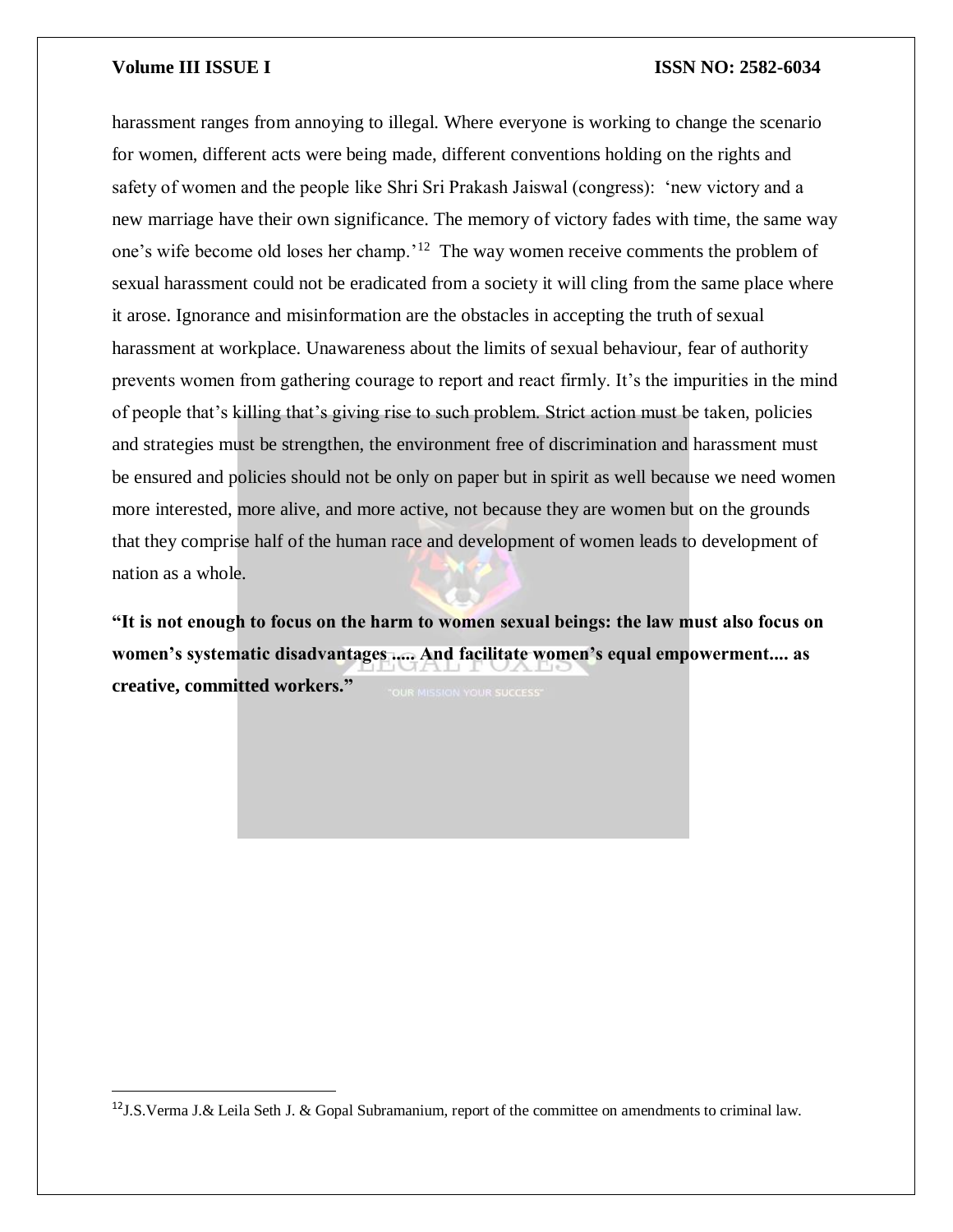harassment ranges from annoying to illegal. Where everyone is working to change the scenario for women, different acts were being made, different conventions holding on the rights and safety of women and the people like Shri Sri Prakash Jaiswal (congress): 'new victory and a new marriage have their own significance. The memory of victory fades with time, the same way one's wife become old loses her champ.'[12] The way women receive comments the problem of sexual harassment could not be eradicated from a society it will cling from the same place where it arose. Ignorance and misinformation are the obstacles in accepting the truth of sexual harassment at workplace. Unawareness about the limits of sexual behaviour, fear of authority prevents women from gathering courage to report and react firmly. It's the impurities in the mind of people that's killing that's giving rise to such problem. Strict action must be taken, policies and strategies must be strengthen, the environment free of discrimination and harassment must be ensured and policies should not be only on paper but in spirit as well because we need women more interested, more alive, and more active, not because they are women but on the grounds that they comprise half of the human race and development of women leads to development of nation as a whole.

**"It is not enough to focus on the harm to women sexual beings: the law must also focus on women's systematic disadvantages ..... And facilitate women's equal empowerment.... as creative, committed workers."**

---

[12] J.S.Verma J.& Leila Seth J. & Gopal Subramanium, report of the committee on amendments to criminal law.